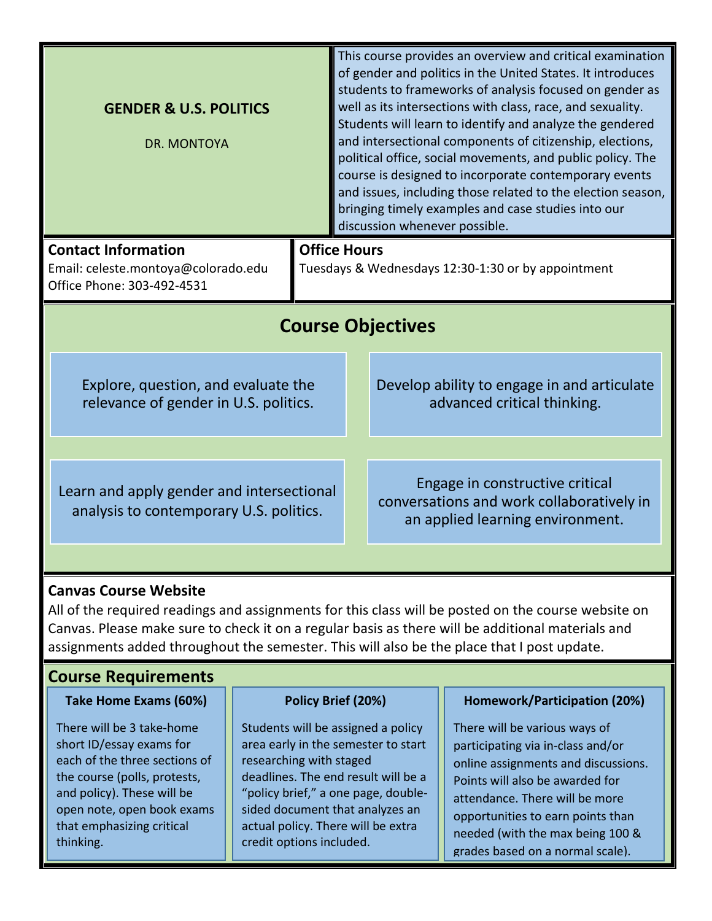# GENDER & U.S. POLITICS

DR. MONTOYA

This course provides an overview and critical examination of gender and politics in the United States. It introduces students to frameworks of analysis focused on gender as well as its intersections with class, race, and sexuality. Students will learn to identify and analyze the gendered and intersectional components of citizenship, elections, political office, social movements, and public policy. The course is designed to incorporate contemporary events and issues, including those related to the election season, bringing timely examples and case studies into our discussion whenever possible.

**Contact Information**

Email: celeste.montoya@colorado.edu
Office Phone: 303-492-4531

**Office Hours**

Tuesdays & Wednesdays 12:30-1:30 or by appointment

## Course Objectives

- Explore, question, and evaluate the relevance of gender in U.S. politics.
- Develop ability to engage in and articulate advanced critical thinking.
- Learn and apply gender and intersectional analysis to contemporary U.S. politics.
- Engage in constructive critical conversations and work collaboratively in an applied learning environment.

**Canvas Course Website**

All of the required readings and assignments for this class will be posted on the course website on Canvas. Please make sure to check it on a regular basis as there will be additional materials and assignments added throughout the semester. This will also be the place that I post update.

## Course Requirements

**Take Home Exams (60%)**

There will be 3 take-home short ID/essay exams for each of the three sections of the course (polls, protests, and policy). These will be open note, open book exams that emphasizing critical thinking.

**Policy Brief (20%)**

Students will be assigned a policy area early in the semester to start researching with staged deadlines. The end result will be a "policy brief," a one page, double-sided document that analyzes an actual policy. There will be extra credit options included.

**Homework/Participation (20%)**

There will be various ways of participating via in-class and/or online assignments and discussions. Points will also be awarded for attendance. There will be more opportunities to earn points than needed (with the max being 100 & grades based on a normal scale).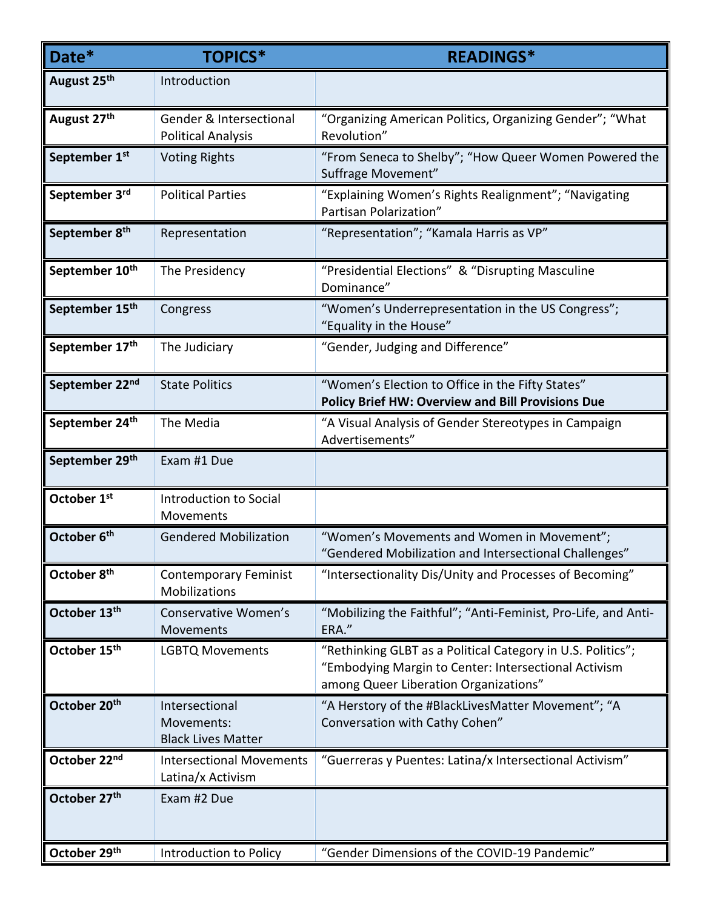| Date* | TOPICS* | READINGS* |
|---|---|---|
| **August 25th** | Introduction | |
| **August 27th** | Gender & Intersectional Political Analysis | "Organizing American Politics, Organizing Gender"; "What Revolution" |
| **September 1st** | Voting Rights | "From Seneca to Shelby"; "How Queer Women Powered the Suffrage Movement" |
| **September 3rd** | Political Parties | "Explaining Women's Rights Realignment"; "Navigating Partisan Polarization" |
| **September 8th** | Representation | "Representation"; "Kamala Harris as VP" |
| **September 10th** | The Presidency | "Presidential Elections" & "Disrupting Masculine Dominance" |
| **September 15th** | Congress | "Women's Underrepresentation in the US Congress"; "Equality in the House" |
| **September 17th** | The Judiciary | "Gender, Judging and Difference" |
| **September 22nd** | State Politics | "Women's Election to Office in the Fifty States" **Policy Brief HW: Overview and Bill Provisions Due** |
| **September 24th** | The Media | "A Visual Analysis of Gender Stereotypes in Campaign Advertisements" |
| **September 29th** | Exam #1 Due | |
| **October 1st** | Introduction to Social Movements | |
| **October 6th** | Gendered Mobilization | "Women's Movements and Women in Movement"; "Gendered Mobilization and Intersectional Challenges" |
| **October 8th** | Contemporary Feminist Mobilizations | "Intersectionality Dis/Unity and Processes of Becoming" |
| **October 13th** | Conservative Women's Movements | "Mobilizing the Faithful"; "Anti-Feminist, Pro-Life, and Anti-ERA." |
| **October 15th** | LGBTQ Movements | "Rethinking GLBT as a Political Category in U.S. Politics"; "Embodying Margin to Center: Intersectional Activism among Queer Liberation Organizations" |
| **October 20th** | Intersectional Movements: Black Lives Matter | "A Herstory of the #BlackLivesMatter Movement"; "A Conversation with Cathy Cohen" |
| **October 22nd** | Intersectional Movements Latina/x Activism | "Guerreras y Puentes: Latina/x Intersectional Activism" |
| **October 27th** | Exam #2 Due | |
| **October 29th** | Introduction to Policy | "Gender Dimensions of the COVID-19 Pandemic" |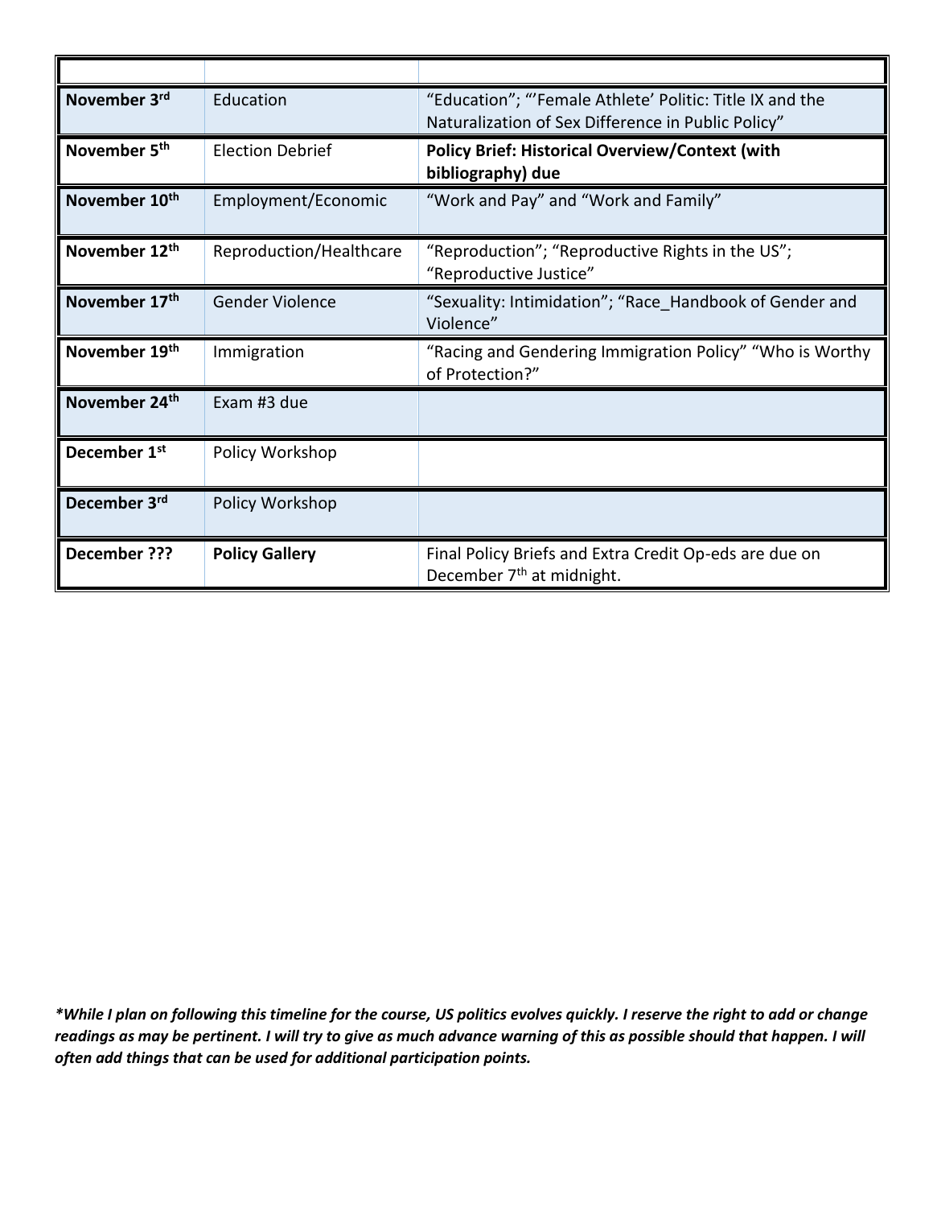| | | |
|---|---|---|
| **November 3rd** | Education | "Education"; "'Female Athlete' Politic: Title IX and the Naturalization of Sex Difference in Public Policy" |
| **November 5th** | Election Debrief | **Policy Brief: Historical Overview/Context (with bibliography) due** |
| **November 10th** | Employment/Economic | "Work and Pay" and "Work and Family" |
| **November 12th** | Reproduction/Healthcare | "Reproduction"; "Reproductive Rights in the US"; "Reproductive Justice" |
| **November 17th** | Gender Violence | "Sexuality: Intimidation"; "Race_Handbook of Gender and Violence" |
| **November 19th** | Immigration | "Racing and Gendering Immigration Policy" "Who is Worthy of Protection?" |
| **November 24th** | Exam #3 due | |
| **December 1st** | Policy Workshop | |
| **December 3rd** | Policy Workshop | |
| **December ???** | **Policy Gallery** | Final Policy Briefs and Extra Credit Op-eds are due on December 7th at midnight. |

***While I plan on following this timeline for the course, US politics evolves quickly. I reserve the right to add or change readings as may be pertinent. I will try to give as much advance warning of this as possible should that happen. I will often add things that can be used for additional participation points.***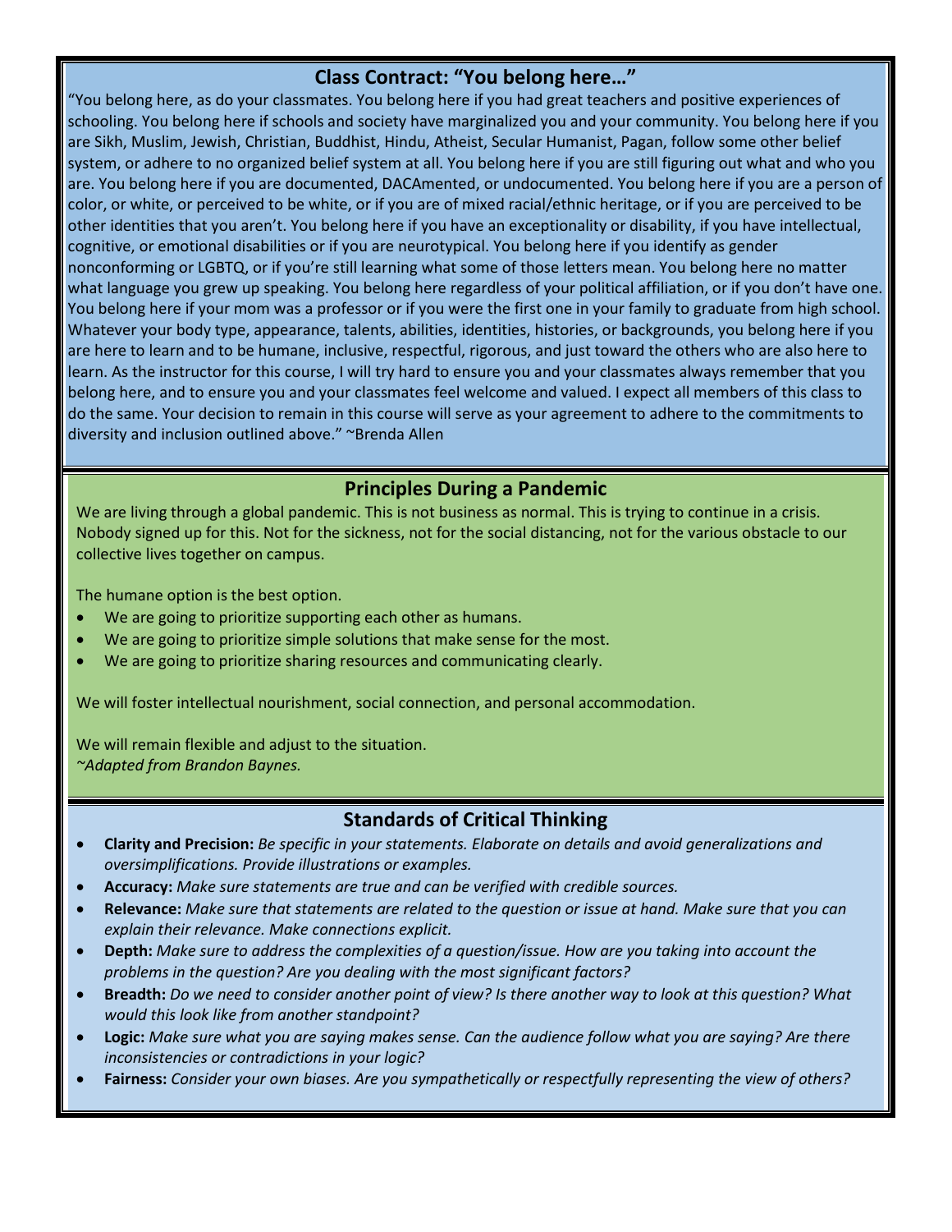## Class Contract: "You belong here…"

"You belong here, as do your classmates. You belong here if you had great teachers and positive experiences of schooling. You belong here if schools and society have marginalized you and your community. You belong here if you are Sikh, Muslim, Jewish, Christian, Buddhist, Hindu, Atheist, Secular Humanist, Pagan, follow some other belief system, or adhere to no organized belief system at all. You belong here if you are still figuring out what and who you are. You belong here if you are documented, DACAmented, or undocumented. You belong here if you are a person of color, or white, or perceived to be white, or if you are of mixed racial/ethnic heritage, or if you are perceived to be other identities that you aren't. You belong here if you have an exceptionality or disability, if you have intellectual, cognitive, or emotional disabilities or if you are neurotypical. You belong here if you identify as gender nonconforming or LGBTQ, or if you're still learning what some of those letters mean. You belong here no matter what language you grew up speaking. You belong here regardless of your political affiliation, or if you don't have one. You belong here if your mom was a professor or if you were the first one in your family to graduate from high school. Whatever your body type, appearance, talents, abilities, identities, histories, or backgrounds, you belong here if you are here to learn and to be humane, inclusive, respectful, rigorous, and just toward the others who are also here to learn. As the instructor for this course, I will try hard to ensure you and your classmates always remember that you belong here, and to ensure you and your classmates feel welcome and valued. I expect all members of this class to do the same. Your decision to remain in this course will serve as your agreement to adhere to the commitments to diversity and inclusion outlined above." ~Brenda Allen

## Principles During a Pandemic

We are living through a global pandemic. This is not business as normal. This is trying to continue in a crisis. Nobody signed up for this. Not for the sickness, not for the social distancing, not for the various obstacle to our collective lives together on campus.

The humane option is the best option.

- We are going to prioritize supporting each other as humans.
- We are going to prioritize simple solutions that make sense for the most.
- We are going to prioritize sharing resources and communicating clearly.

We will foster intellectual nourishment, social connection, and personal accommodation.

We will remain flexible and adjust to the situation.
*~Adapted from Brandon Baynes.*

## Standards of Critical Thinking

- **Clarity and Precision:** *Be specific in your statements. Elaborate on details and avoid generalizations and oversimplifications. Provide illustrations or examples.*
- **Accuracy:** *Make sure statements are true and can be verified with credible sources.*
- **Relevance:** *Make sure that statements are related to the question or issue at hand. Make sure that you can explain their relevance. Make connections explicit.*
- **Depth:** *Make sure to address the complexities of a question/issue. How are you taking into account the problems in the question? Are you dealing with the most significant factors?*
- **Breadth:** *Do we need to consider another point of view? Is there another way to look at this question? What would this look like from another standpoint?*
- **Logic:** *Make sure what you are saying makes sense. Can the audience follow what you are saying? Are there inconsistencies or contradictions in your logic?*
- **Fairness:** *Consider your own biases. Are you sympathetically or respectfully representing the view of others?*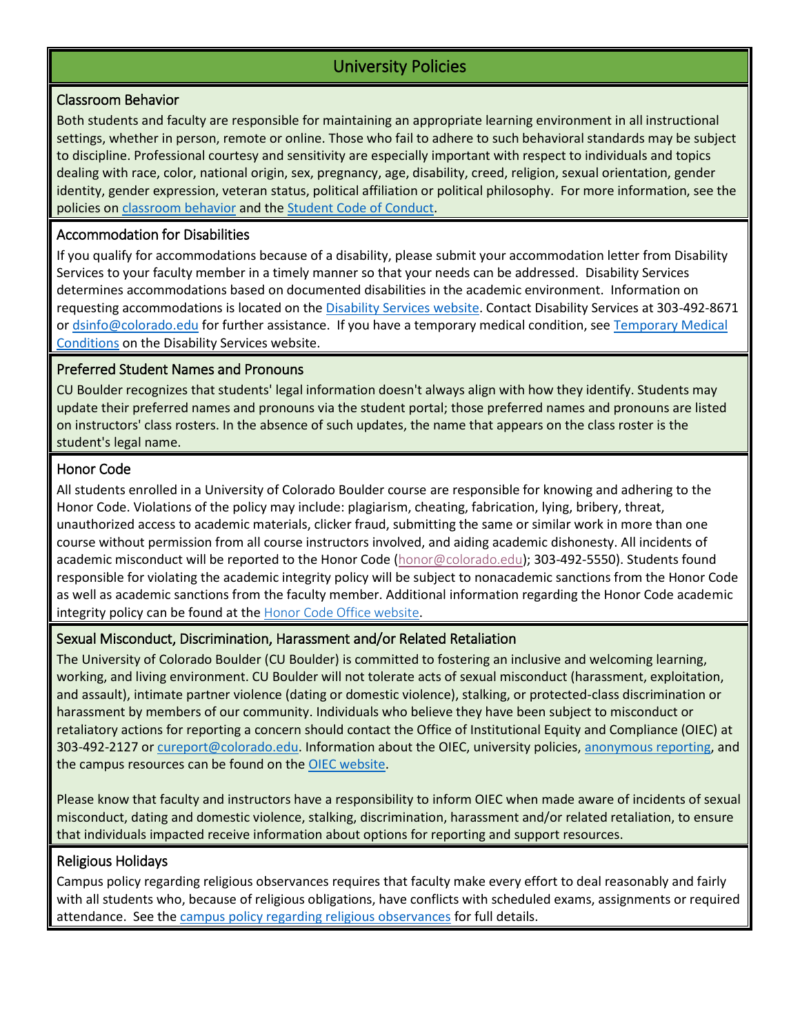## University Policies

### Classroom Behavior

Both students and faculty are responsible for maintaining an appropriate learning environment in all instructional settings, whether in person, remote or online. Those who fail to adhere to such behavioral standards may be subject to discipline. Professional courtesy and sensitivity are especially important with respect to individuals and topics dealing with race, color, national origin, sex, pregnancy, age, disability, creed, religion, sexual orientation, gender identity, gender expression, veteran status, political affiliation or political philosophy. For more information, see the policies on classroom behavior and the Student Code of Conduct.

### Accommodation for Disabilities

If you qualify for accommodations because of a disability, please submit your accommodation letter from Disability Services to your faculty member in a timely manner so that your needs can be addressed. Disability Services determines accommodations based on documented disabilities in the academic environment. Information on requesting accommodations is located on the Disability Services website. Contact Disability Services at 303-492-8671 or dsinfo@colorado.edu for further assistance. If you have a temporary medical condition, see Temporary Medical Conditions on the Disability Services website.

### Preferred Student Names and Pronouns

CU Boulder recognizes that students' legal information doesn't always align with how they identify. Students may update their preferred names and pronouns via the student portal; those preferred names and pronouns are listed on instructors' class rosters. In the absence of such updates, the name that appears on the class roster is the student's legal name.

### Honor Code

All students enrolled in a University of Colorado Boulder course are responsible for knowing and adhering to the Honor Code. Violations of the policy may include: plagiarism, cheating, fabrication, lying, bribery, threat, unauthorized access to academic materials, clicker fraud, submitting the same or similar work in more than one course without permission from all course instructors involved, and aiding academic dishonesty. All incidents of academic misconduct will be reported to the Honor Code (honor@colorado.edu); 303-492-5550). Students found responsible for violating the academic integrity policy will be subject to nonacademic sanctions from the Honor Code as well as academic sanctions from the faculty member. Additional information regarding the Honor Code academic integrity policy can be found at the Honor Code Office website.

### Sexual Misconduct, Discrimination, Harassment and/or Related Retaliation

The University of Colorado Boulder (CU Boulder) is committed to fostering an inclusive and welcoming learning, working, and living environment. CU Boulder will not tolerate acts of sexual misconduct (harassment, exploitation, and assault), intimate partner violence (dating or domestic violence), stalking, or protected-class discrimination or harassment by members of our community. Individuals who believe they have been subject to misconduct or retaliatory actions for reporting a concern should contact the Office of Institutional Equity and Compliance (OIEC) at 303-492-2127 or cureport@colorado.edu. Information about the OIEC, university policies, anonymous reporting, and the campus resources can be found on the OIEC website.

Please know that faculty and instructors have a responsibility to inform OIEC when made aware of incidents of sexual misconduct, dating and domestic violence, stalking, discrimination, harassment and/or related retaliation, to ensure that individuals impacted receive information about options for reporting and support resources.

### Religious Holidays

Campus policy regarding religious observances requires that faculty make every effort to deal reasonably and fairly with all students who, because of religious obligations, have conflicts with scheduled exams, assignments or required attendance. See the campus policy regarding religious observances for full details.